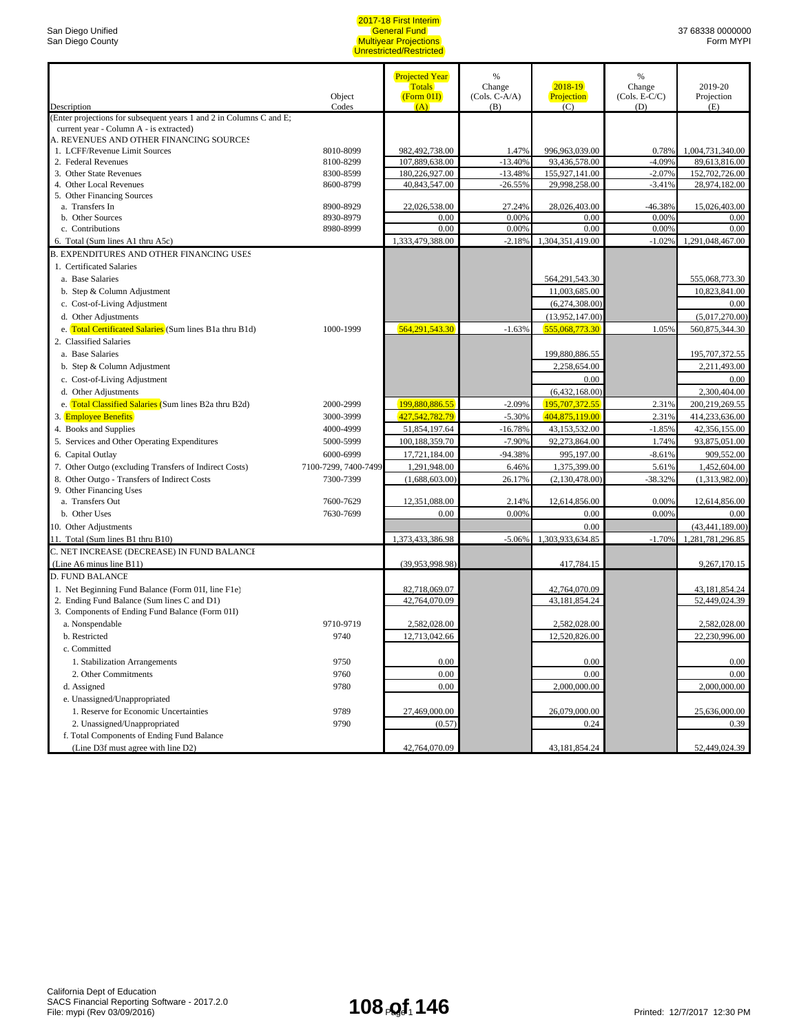San Diego Unified
San Diego County

# 2017-18 First Interim
## General Fund
## Multiyear Projections
## Unrestricted/Restricted

37 68338 0000000
Form MYPI

| Description | Object Codes | Projected Year Totals (Form 01I) (A) | % Change (Cols. C-A/A) (B) | 2018-19 Projection (C) | % Change (Cols. E-C/C) (D) | 2019-20 Projection (E) |
|---|---|---|---|---|---|---|
| (Enter projections for subsequent years 1 and 2 in Columns C and E; current year - Column A - is extracted) | | | | | | |
| A. REVENUES AND OTHER FINANCING SOURCES | | | | | | |
| 1. LCFF/Revenue Limit Sources | 8010-8099 | 982,492,738.00 | 1.47% | 996,963,039.00 | 0.78% | 1,004,731,340.00 |
| 2. Federal Revenues | 8100-8299 | 107,889,638.00 | -13.40% | 93,436,578.00 | -4.09% | 89,613,816.00 |
| 3. Other State Revenues | 8300-8599 | 180,226,927.00 | -13.48% | 155,927,141.00 | -2.07% | 152,702,726.00 |
| 4. Other Local Revenues | 8600-8799 | 40,843,547.00 | -26.55% | 29,998,258.00 | -3.41% | 28,974,182.00 |
| 5. Other Financing Sources | | | | | | |
| a. Transfers In | 8900-8929 | 22,026,538.00 | 27.24% | 28,026,403.00 | -46.38% | 15,026,403.00 |
| b. Other Sources | 8930-8979 | 0.00 | 0.00% | 0.00 | 0.00% | 0.00 |
| c. Contributions | 8980-8999 | 0.00 | 0.00% | 0.00 | 0.00% | 0.00 |
| 6. Total (Sum lines A1 thru A5c) | | 1,333,479,388.00 | -2.18% | 1,304,351,419.00 | -1.02% | 1,291,048,467.00 |
| B. EXPENDITURES AND OTHER FINANCING USES | | | | | | |
| 1. Certificated Salaries | | | | | | |
| a. Base Salaries | | | | 564,291,543.30 | | 555,068,773.30 |
| b. Step & Column Adjustment | | | | 11,003,685.00 | | 10,823,841.00 |
| c. Cost-of-Living Adjustment | | | | (6,274,308.00) | | 0.00 |
| d. Other Adjustments | | | | (13,952,147.00) | | (5,017,270.00) |
| e. Total Certificated Salaries (Sum lines B1a thru B1d) | 1000-1999 | 564,291,543.30 | -1.63% | 555,068,773.30 | 1.05% | 560,875,344.30 |
| 2. Classified Salaries | | | | | | |
| a. Base Salaries | | | | 199,880,886.55 | | 195,707,372.55 |
| b. Step & Column Adjustment | | | | 2,258,654.00 | | 2,211,493.00 |
| c. Cost-of-Living Adjustment | | | | 0.00 | | 0.00 |
| d. Other Adjustments | | | | (6,432,168.00) | | 2,300,404.00 |
| e. Total Classified Salaries (Sum lines B2a thru B2d) | 2000-2999 | 199,880,886.55 | -2.09% | 195,707,372.55 | 2.31% | 200,219,269.55 |
| 3. Employee Benefits | 3000-3999 | 427,542,782.79 | -5.30% | 404,875,119.00 | 2.31% | 414,233,636.00 |
| 4. Books and Supplies | 4000-4999 | 51,854,197.64 | -16.78% | 43,153,532.00 | -1.85% | 42,356,155.00 |
| 5. Services and Other Operating Expenditures | 5000-5999 | 100,188,359.70 | -7.90% | 92,273,864.00 | 1.74% | 93,875,051.00 |
| 6. Capital Outlay | 6000-6999 | 17,721,184.00 | -94.38% | 995,197.00 | -8.61% | 909,552.00 |
| 7. Other Outgo (excluding Transfers of Indirect Costs) | 7100-7299, 7400-7499 | 1,291,948.00 | 6.46% | 1,375,399.00 | 5.61% | 1,452,604.00 |
| 8. Other Outgo - Transfers of Indirect Costs | 7300-7399 | (1,688,603.00) | 26.17% | (2,130,478.00) | -38.32% | (1,313,982.00) |
| 9. Other Financing Uses | | | | | | |
| a. Transfers Out | 7600-7629 | 12,351,088.00 | 2.14% | 12,614,856.00 | 0.00% | 12,614,856.00 |
| b. Other Uses | 7630-7699 | 0.00 | 0.00% | 0.00 | 0.00% | 0.00 |
| 10. Other Adjustments | | | | 0.00 | | (43,441,189.00) |
| 11. Total (Sum lines B1 thru B10) | | 1,373,433,386.98 | -5.06% | 1,303,933,634.85 | -1.70% | 1,281,781,296.85 |
| C. NET INCREASE (DECREASE) IN FUND BALANCE (Line A6 minus line B11) | | (39,953,998.98) | | 417,784.15 | | 9,267,170.15 |
| D. FUND BALANCE | | | | | | |
| 1. Net Beginning Fund Balance (Form 01I, line F1e) | | 82,718,069.07 | | 42,764,070.09 | | 43,181,854.24 |
| 2. Ending Fund Balance (Sum lines C and D1) | | 42,764,070.09 | | 43,181,854.24 | | 52,449,024.39 |
| 3. Components of Ending Fund Balance (Form 01I) | | | | | | |
| a. Nonspendable | 9710-9719 | 2,582,028.00 | | 2,582,028.00 | | 2,582,028.00 |
| b. Restricted | 9740 | 12,713,042.66 | | 12,520,826.00 | | 22,230,996.00 |
| c. Committed | | | | | | |
| 1. Stabilization Arrangements | 9750 | 0.00 | | 0.00 | | 0.00 |
| 2. Other Commitments | 9760 | 0.00 | | 0.00 | | 0.00 |
| d. Assigned | 9780 | 0.00 | | 2,000,000.00 | | 2,000,000.00 |
| e. Unassigned/Unappropriated | | | | | | |
| 1. Reserve for Economic Uncertainties | 9789 | 27,469,000.00 | | 26,079,000.00 | | 25,636,000.00 |
| 2. Unassigned/Unappropriated | 9790 | (0.57) | | 0.24 | | 0.39 |
| f. Total Components of Ending Fund Balance (Line D3f must agree with line D2) | | 42,764,070.09 | | 43,181,854.24 | | 52,449,024.39 |

California Dept of Education
SACS Financial Reporting Software - 2017.2.0
File: mypi (Rev 03/09/2016)

Printed: 12/7/2017 12:30 PM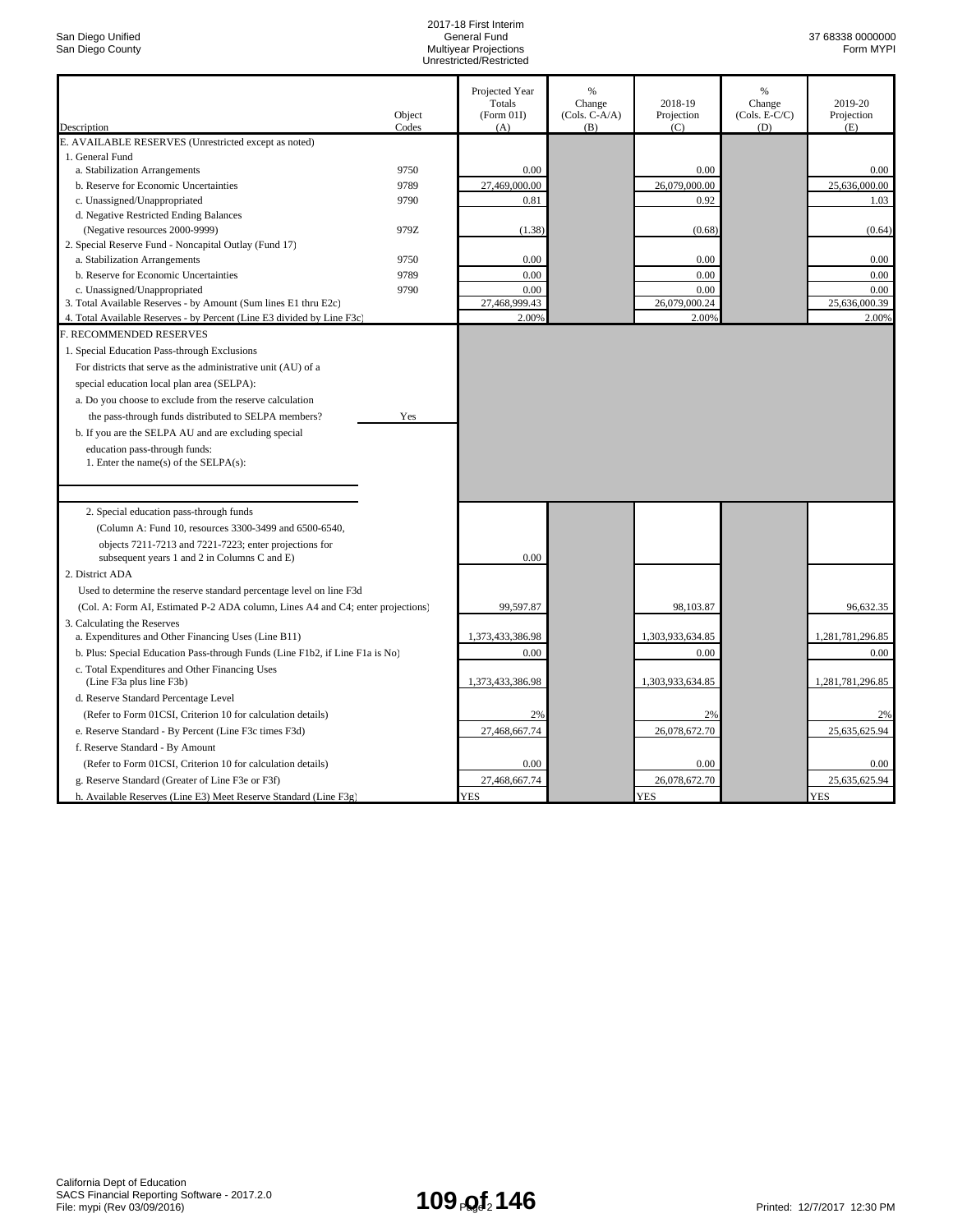San Diego Unified
San Diego County

2017-18 First Interim
General Fund
Multiyear Projections
Unrestricted/Restricted

37 68338 0000000
Form MYPI

| Description | Object Codes | Projected Year Totals (Form 01I) (A) | % Change (Cols. C-A/A) (B) | 2018-19 Projection (C) | % Change (Cols. E-C/C) (D) | 2019-20 Projection (E) |
|---|---|---|---|---|---|---|
| E. AVAILABLE RESERVES (Unrestricted except as noted) | | | | | | |
| 1. General Fund | | | | | | |
| a. Stabilization Arrangements | 9750 | 0.00 | | 0.00 | | 0.00 |
| b. Reserve for Economic Uncertainties | 9789 | 27,469,000.00 | | 26,079,000.00 | | 25,636,000.00 |
| c. Unassigned/Unappropriated | 9790 | 0.81 | | 0.92 | | 1.03 |
| d. Negative Restricted Ending Balances (Negative resources 2000-9999) | 979Z | (1.38) | | (0.68) | | (0.64) |
| 2. Special Reserve Fund - Noncapital Outlay (Fund 17) | | | | | | |
| a. Stabilization Arrangements | 9750 | 0.00 | | 0.00 | | 0.00 |
| b. Reserve for Economic Uncertainties | 9789 | 0.00 | | 0.00 | | 0.00 |
| c. Unassigned/Unappropriated | 9790 | 0.00 | | 0.00 | | 0.00 |
| 3. Total Available Reserves - by Amount (Sum lines E1 thru E2c) | | 27,468,999.43 | | 26,079,000.24 | | 25,636,000.39 |
| 4. Total Available Reserves - by Percent (Line E3 divided by Line F3c) | | 2.00% | | 2.00% | | 2.00% |
| F. RECOMMENDED RESERVES | | | | | | |
| 1. Special Education Pass-through Exclusions | | | | | | |
| For districts that serve as the administrative unit (AU) of a special education local plan area (SELPA): | | | | | | |
| a. Do you choose to exclude from the reserve calculation the pass-through funds distributed to SELPA members? | Yes | | | | | |
| b. If you are the SELPA AU and are excluding special education pass-through funds: | | | | | | |
| 1. Enter the name(s) of the SELPA(s): | | | | | | |
| 2. Special education pass-through funds (Column A: Fund 10, resources 3300-3499 and 6500-6540, objects 7211-7213 and 7221-7223; enter projections for subsequent years 1 and 2 in Columns C and E) | | 0.00 | | | | |
| 2. District ADA | | | | | | |
| Used to determine the reserve standard percentage level on line F3d (Col. A: Form AI, Estimated P-2 ADA column, Lines A4 and C4; enter projections) | | 99,597.87 | | 98,103.87 | | 96,632.35 |
| 3. Calculating the Reserves | | | | | | |
| a. Expenditures and Other Financing Uses (Line B11) | | 1,373,433,386.98 | | 1,303,933,634.85 | | 1,281,781,296.85 |
| b. Plus: Special Education Pass-through Funds (Line F1b2, if Line F1a is No) | | 0.00 | | 0.00 | | 0.00 |
| c. Total Expenditures and Other Financing Uses (Line F3a plus line F3b) | | 1,373,433,386.98 | | 1,303,933,634.85 | | 1,281,781,296.85 |
| d. Reserve Standard Percentage Level (Refer to Form 01CSI, Criterion 10 for calculation details) | | 2% | | 2% | | 2% |
| e. Reserve Standard - By Percent (Line F3c times F3d) | | 27,468,667.74 | | 26,078,672.70 | | 25,635,625.94 |
| f. Reserve Standard - By Amount (Refer to Form 01CSI, Criterion 10 for calculation details) | | 0.00 | | 0.00 | | 0.00 |
| g. Reserve Standard (Greater of Line F3e or F3f) | | 27,468,667.74 | | 26,078,672.70 | | 25,635,625.94 |
| h. Available Reserves (Line E3) Meet Reserve Standard (Line F3g) | | YES | | YES | | YES |

California Dept of Education
SACS Financial Reporting Software - 2017.2.0
File: mypi (Rev 03/09/2016)

Printed: 12/7/2017 12:30 PM